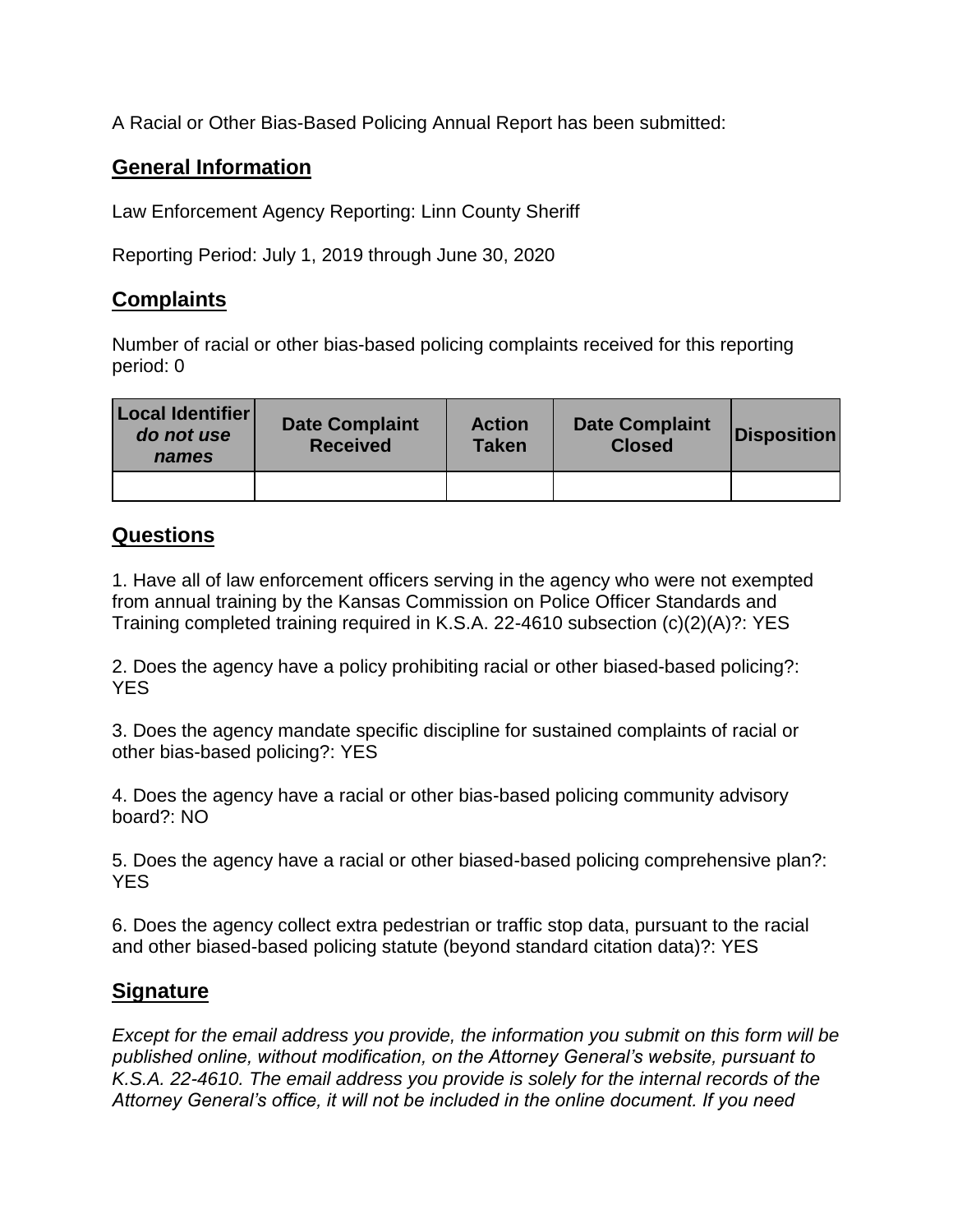A Racial or Other Bias-Based Policing Annual Report has been submitted:

## General Information

Law Enforcement Agency Reporting: Linn County Sheriff

Reporting Period: July 1, 2019 through June 30, 2020

## Complaints

Number of racial or other bias-based policing complaints received for this reporting period: 0

| Local Identifier *do not use names* | Date Complaint Received | Action Taken | Date Complaint Closed | Disposition |
|---|---|---|---|---|
| | | | | |

## Questions

1. Have all of law enforcement officers serving in the agency who were not exempted from annual training by the Kansas Commission on Police Officer Standards and Training completed training required in K.S.A. 22-4610 subsection (c)(2)(A)?: YES

2. Does the agency have a policy prohibiting racial or other biased-based policing?: YES

3. Does the agency mandate specific discipline for sustained complaints of racial or other bias-based policing?: YES

4. Does the agency have a racial or other bias-based policing community advisory board?: NO

5. Does the agency have a racial or other biased-based policing comprehensive plan?: YES

6. Does the agency collect extra pedestrian or traffic stop data, pursuant to the racial and other biased-based policing statute (beyond standard citation data)?: YES

## Signature

*Except for the email address you provide, the information you submit on this form will be published online, without modification, on the Attorney General's website, pursuant to K.S.A. 22-4610. The email address you provide is solely for the internal records of the Attorney General's office, it will not be included in the online document. If you need*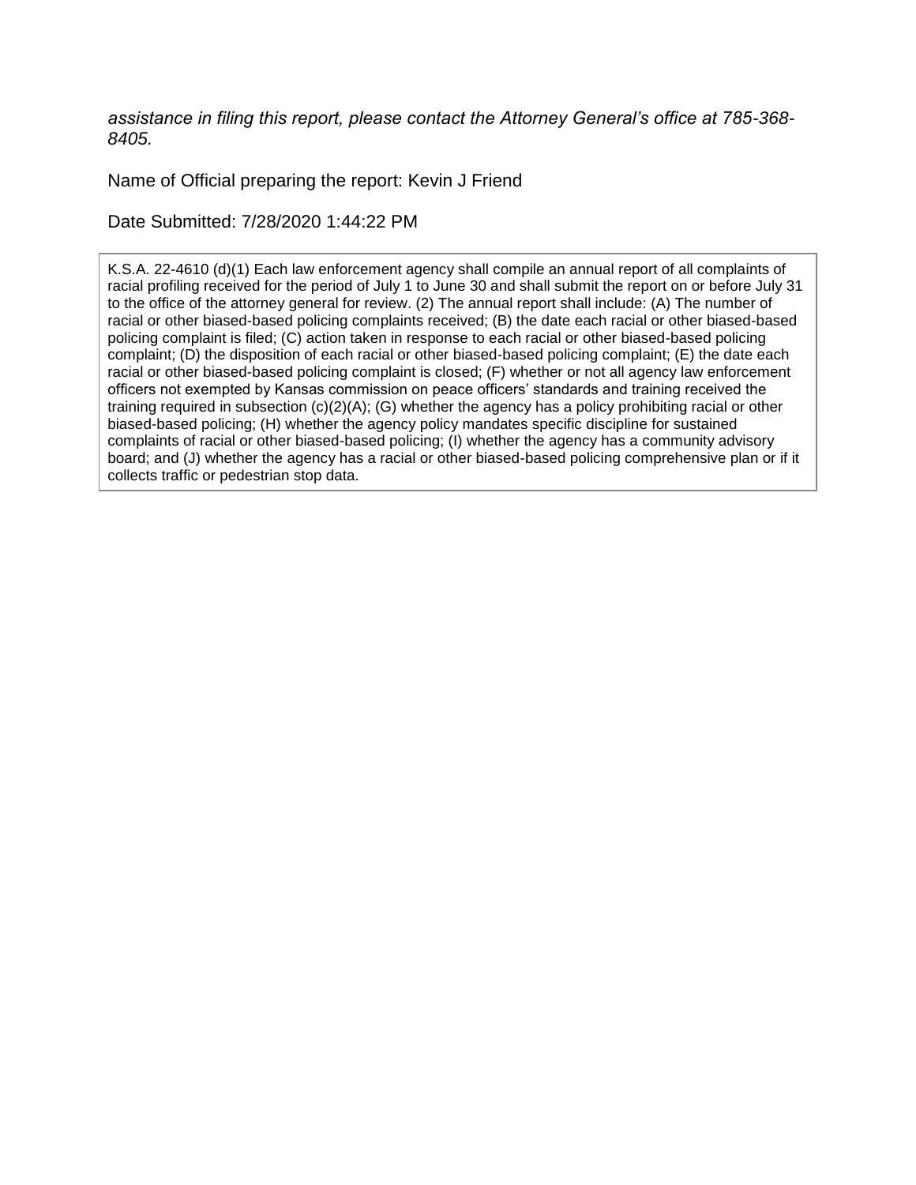*assistance in filing this report, please contact the Attorney General's office at 785-368-8405.*

Name of Official preparing the report: Kevin J Friend

Date Submitted: 7/28/2020 1:44:22 PM

K.S.A. 22-4610 (d)(1) Each law enforcement agency shall compile an annual report of all complaints of racial profiling received for the period of July 1 to June 30 and shall submit the report on or before July 31 to the office of the attorney general for review. (2) The annual report shall include: (A) The number of racial or other biased-based policing complaints received; (B) the date each racial or other biased-based policing complaint is filed; (C) action taken in response to each racial or other biased-based policing complaint; (D) the disposition of each racial or other biased-based policing complaint; (E) the date each racial or other biased-based policing complaint is closed; (F) whether or not all agency law enforcement officers not exempted by Kansas commission on peace officers' standards and training received the training required in subsection (c)(2)(A); (G) whether the agency has a policy prohibiting racial or other biased-based policing; (H) whether the agency policy mandates specific discipline for sustained complaints of racial or other biased-based policing; (I) whether the agency has a community advisory board; and (J) whether the agency has a racial or other biased-based policing comprehensive plan or if it collects traffic or pedestrian stop data.